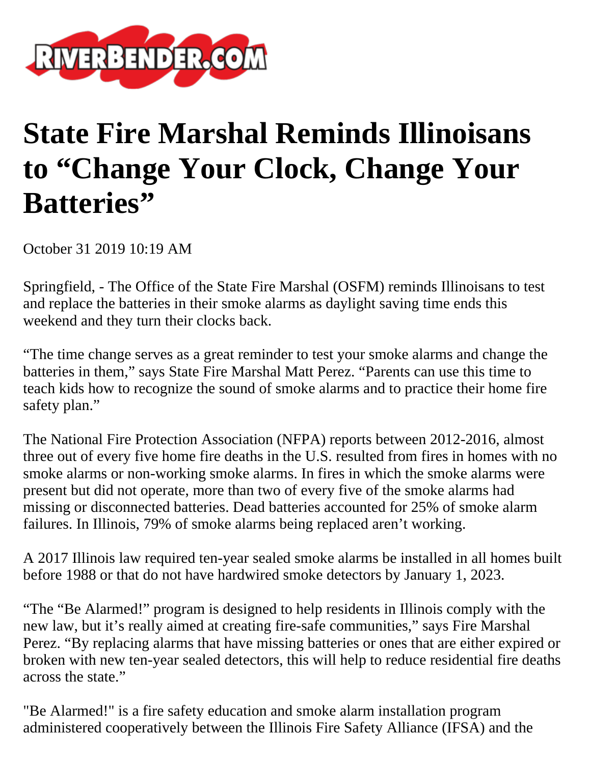# State Fire Marshal Reminds Illinoisans to “Change Your Clock, Change Your Batteries”

October 31 2019 10:19 AM

Springfield, - The Office of the State Fire Marshal (OSFM) reminds Illinoisans to test and replace the batteries in their smoke alarms as daylight saving time ends this weekend and they turn their clocks back.

“The time change serves as a great reminder to test your smoke alarms and change the batteries in them,” says State Fire Marshal Matt Perez. “Parents can use this time to teach kids how to recognize the sound of smoke alarms and to practice their home fire safety plan.”

The National Fire Protection Association (NFPA) reports between 2012-2016, almost three out of every five home fire deaths in the U.S. resulted from fires in homes with no smoke alarms or non-working smoke alarms. In fires in which the smoke alarms were present but did not operate, more than two of every five of the smoke alarms had missing or disconnected batteries. Dead batteries accounted for 25% of smoke alarm failures. In Illinois, 79% of smoke alarms being replaced aren’t working.

A 2017 Illinois law required ten-year sealed smoke alarms be installed in all homes built before 1988 or that do not have hardwired smoke detectors by January 1, 2023.

“The “Be Alarmed!” program is designed to help residents in Illinois comply with the new law, but it’s really aimed at creating fire-safe communities,” says Fire Marshal Perez. “By replacing alarms that have missing batteries or ones that are either expired or broken with new ten-year sealed detectors, this will help to reduce residential fire deaths across the state.”

"Be Alarmed!" is a fire safety education and smoke alarm installation program administered cooperatively between the Illinois Fire Safety Alliance (IFSA) and the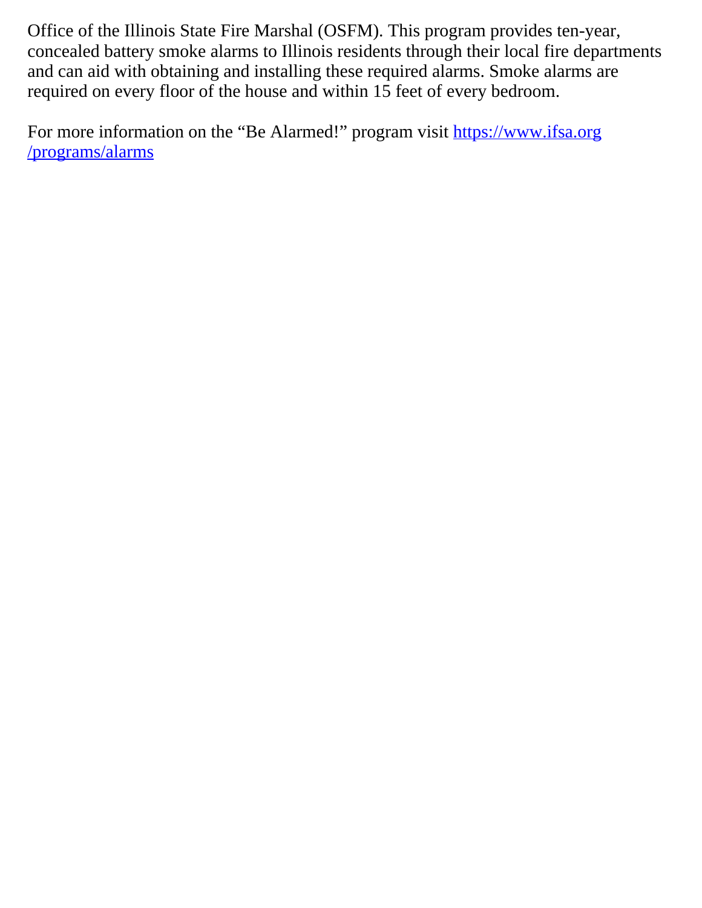Office of the Illinois State Fire Marshal (OSFM). This program provides ten-year, concealed battery smoke alarms to Illinois residents through their local fire departments and can aid with obtaining and installing these required alarms. Smoke alarms are required on every floor of the house and within 15 feet of every bedroom.

For more information on the "Be Alarmed!" program visit [https://www.ifsa.org/programs/alarms](https://www.ifsa.org/programs/alarms)